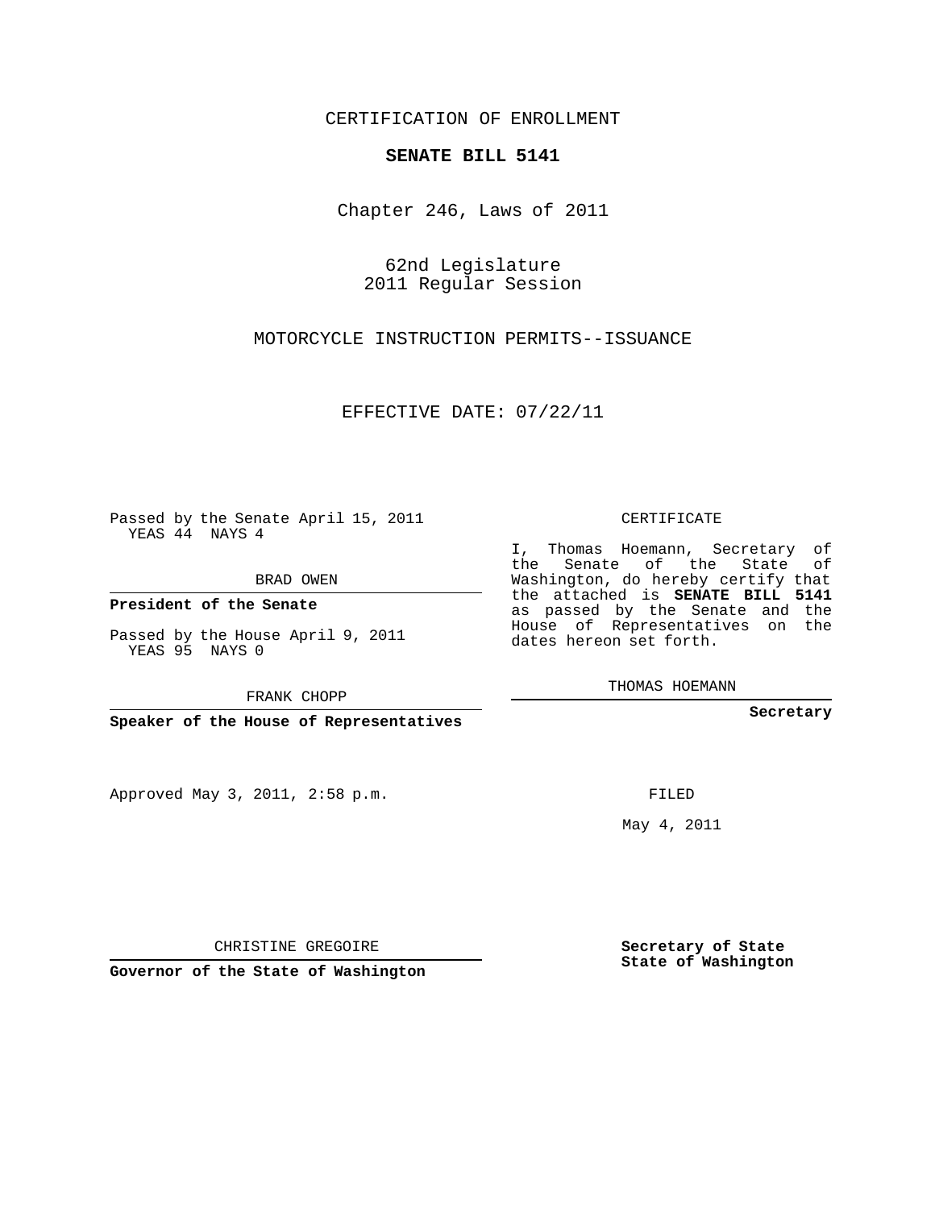CERTIFICATION OF ENROLLMENT

**SENATE BILL 5141**

Chapter 246, Laws of 2011

62nd Legislature
2011 Regular Session

MOTORCYCLE INSTRUCTION PERMITS--ISSUANCE

EFFECTIVE DATE: 07/22/11

Passed by the Senate April 15, 2011
YEAS 44 NAYS 4

BRAD OWEN

**President of the Senate**

Passed by the House April 9, 2011
YEAS 95 NAYS 0

FRANK CHOPP

**Speaker of the House of Representatives**

Approved May 3, 2011, 2:58 p.m.

CHRISTINE GREGOIRE

**Governor of the State of Washington**

CERTIFICATE

I, Thomas Hoemann, Secretary of the Senate of the State of Washington, do hereby certify that the attached is **SENATE BILL 5141** as passed by the Senate and the House of Representatives on the dates hereon set forth.

THOMAS HOEMANN

**Secretary**

FILED

May 4, 2011

**Secretary of State**
**State of Washington**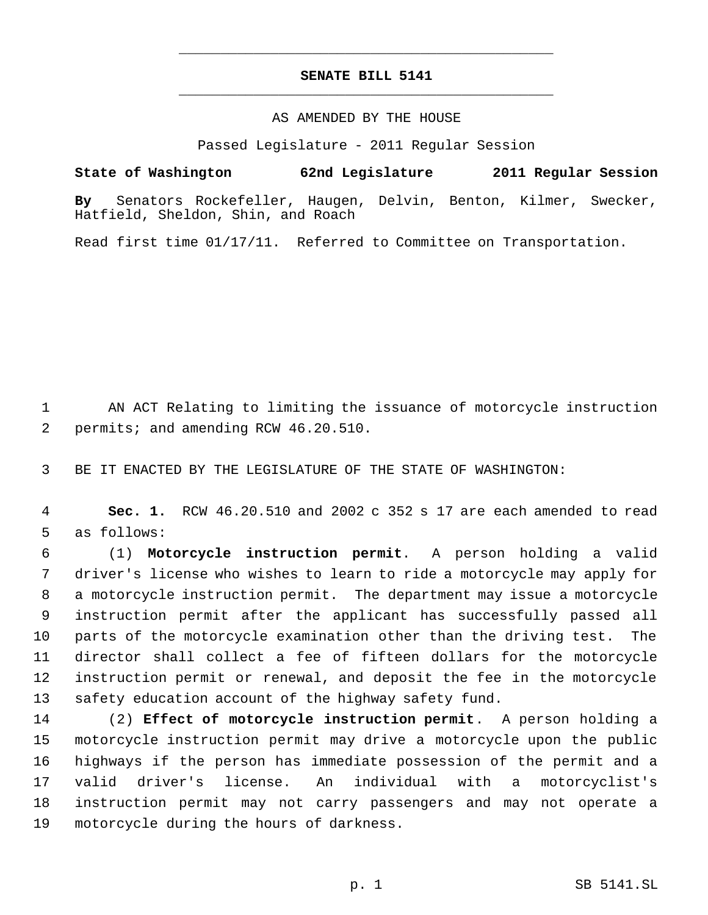**SENATE BILL 5141**

AS AMENDED BY THE HOUSE

Passed Legislature - 2011 Regular Session

**State of Washington 62nd Legislature 2011 Regular Session**

**By** Senators Rockefeller, Haugen, Delvin, Benton, Kilmer, Swecker, Hatfield, Sheldon, Shin, and Roach

Read first time 01/17/11. Referred to Committee on Transportation.

AN ACT Relating to limiting the issuance of motorcycle instruction permits; and amending RCW 46.20.510.

BE IT ENACTED BY THE LEGISLATURE OF THE STATE OF WASHINGTON:

**Sec. 1.** RCW 46.20.510 and 2002 c 352 s 17 are each amended to read as follows:

(1) **Motorcycle instruction permit**. A person holding a valid driver's license who wishes to learn to ride a motorcycle may apply for a motorcycle instruction permit. The department may issue a motorcycle instruction permit after the applicant has successfully passed all parts of the motorcycle examination other than the driving test. The director shall collect a fee of fifteen dollars for the motorcycle instruction permit or renewal, and deposit the fee in the motorcycle safety education account of the highway safety fund.

(2) **Effect of motorcycle instruction permit**. A person holding a motorcycle instruction permit may drive a motorcycle upon the public highways if the person has immediate possession of the permit and a valid driver's license. An individual with a motorcyclist's instruction permit may not carry passengers and may not operate a motorcycle during the hours of darkness.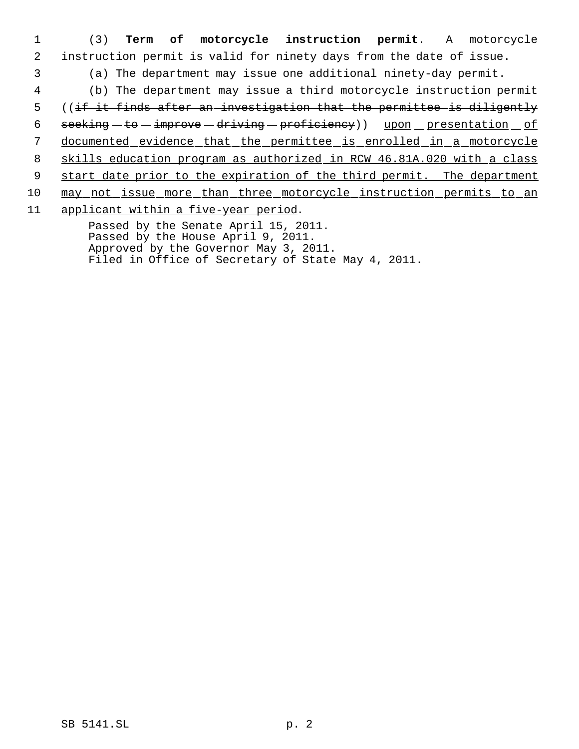(3) **Term of motorcycle instruction permit**. A motorcycle instruction permit is valid for ninety days from the date of issue.

(a) The department may issue one additional ninety-day permit.

(b) The department may issue a third motorcycle instruction permit ((~~if it finds after an investigation that the permittee is diligently seeking to improve driving proficiency~~)) <u>upon presentation of documented evidence that the permittee is enrolled in a motorcycle skills education program as authorized in RCW 46.81A.020 with a class start date prior to the expiration of the third permit. The department may not issue more than three motorcycle instruction permits to an applicant within a five-year period</u>.

Passed by the Senate April 15, 2011.
Passed by the House April 9, 2011.
Approved by the Governor May 3, 2011.
Filed in Office of Secretary of State May 4, 2011.